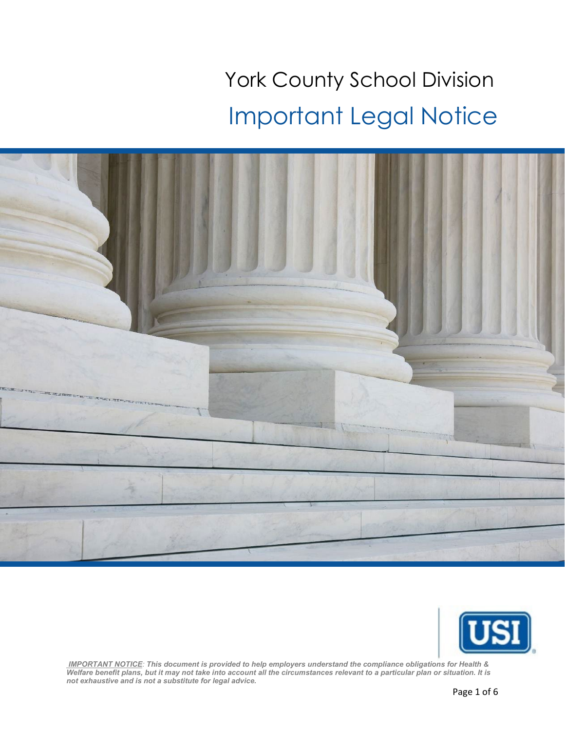# York County School Division

## Important Legal Notice

***IMPORTANT NOTICE**: This document is provided to help employers understand the compliance obligations for Health & Welfare benefit plans, but it may not take into account all the circumstances relevant to a particular plan or situation. It is not exhaustive and is not a substitute for legal advice.*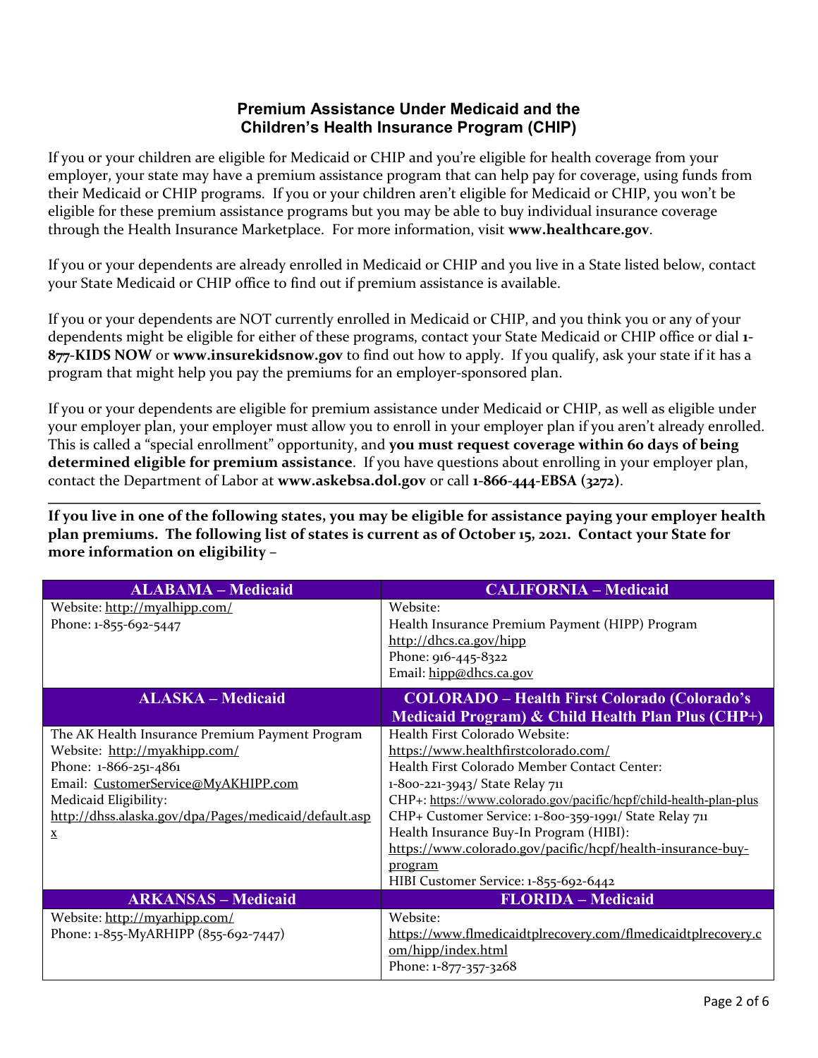## Premium Assistance Under Medicaid and the Children's Health Insurance Program (CHIP)

If you or your children are eligible for Medicaid or CHIP and you're eligible for health coverage from your employer, your state may have a premium assistance program that can help pay for coverage, using funds from their Medicaid or CHIP programs. If you or your children aren't eligible for Medicaid or CHIP, you won't be eligible for these premium assistance programs but you may be able to buy individual insurance coverage through the Health Insurance Marketplace. For more information, visit **www.healthcare.gov**.

If you or your dependents are already enrolled in Medicaid or CHIP and you live in a State listed below, contact your State Medicaid or CHIP office to find out if premium assistance is available.

If you or your dependents are NOT currently enrolled in Medicaid or CHIP, and you think you or any of your dependents might be eligible for either of these programs, contact your State Medicaid or CHIP office or dial **1-877-KIDS NOW** or **www.insurekidsnow.gov** to find out how to apply. If you qualify, ask your state if it has a program that might help you pay the premiums for an employer-sponsored plan.

If you or your dependents are eligible for premium assistance under Medicaid or CHIP, as well as eligible under your employer plan, your employer must allow you to enroll in your employer plan if you aren't already enrolled. This is called a "special enrollment" opportunity, and **you must request coverage within 60 days of being determined eligible for premium assistance**. If you have questions about enrolling in your employer plan, contact the Department of Labor at **www.askebsa.dol.gov** or call **1-866-444-EBSA (3272)**.

---

**If you live in one of the following states, you may be eligible for assistance paying your employer health plan premiums. The following list of states is current as of October 15, 2021. Contact your State for more information on eligibility –**

| ALABAMA – Medicaid | CALIFORNIA – Medicaid |
|---|---|
| Website: http://myalhipp.com/<br>Phone: 1-855-692-5447 | Website:<br>Health Insurance Premium Payment (HIPP) Program<br>http://dhcs.ca.gov/hipp<br>Phone: 916-445-8322<br>Email: hipp@dhcs.ca.gov |
| **ALASKA – Medicaid** | **COLORADO – Health First Colorado (Colorado's Medicaid Program) & Child Health Plan Plus (CHP+)** |
| The AK Health Insurance Premium Payment Program<br>Website: http://myakhipp.com/<br>Phone: 1-866-251-4861<br>Email: CustomerService@MyAKHIPP.com<br>Medicaid Eligibility:<br>http://dhss.alaska.gov/dpa/Pages/medicaid/default.aspx | Health First Colorado Website:<br>https://www.healthfirstcolorado.com/<br>Health First Colorado Member Contact Center:<br>1-800-221-3943/ State Relay 711<br>CHP+: https://www.colorado.gov/pacific/hcpf/child-health-plan-plus<br>CHP+ Customer Service: 1-800-359-1991/ State Relay 711<br>Health Insurance Buy-In Program (HIBI):<br>https://www.colorado.gov/pacific/hcpf/health-insurance-buy-program<br>HIBI Customer Service: 1-855-692-6442 |
| **ARKANSAS – Medicaid** | **FLORIDA – Medicaid** |
| Website: http://myarhipp.com/<br>Phone: 1-855-MyARHIPP (855-692-7447) | Website:<br>https://www.flmedicaidtplrecovery.com/flmedicaidtplrecovery.com/hipp/index.html<br>Phone: 1-877-357-3268 |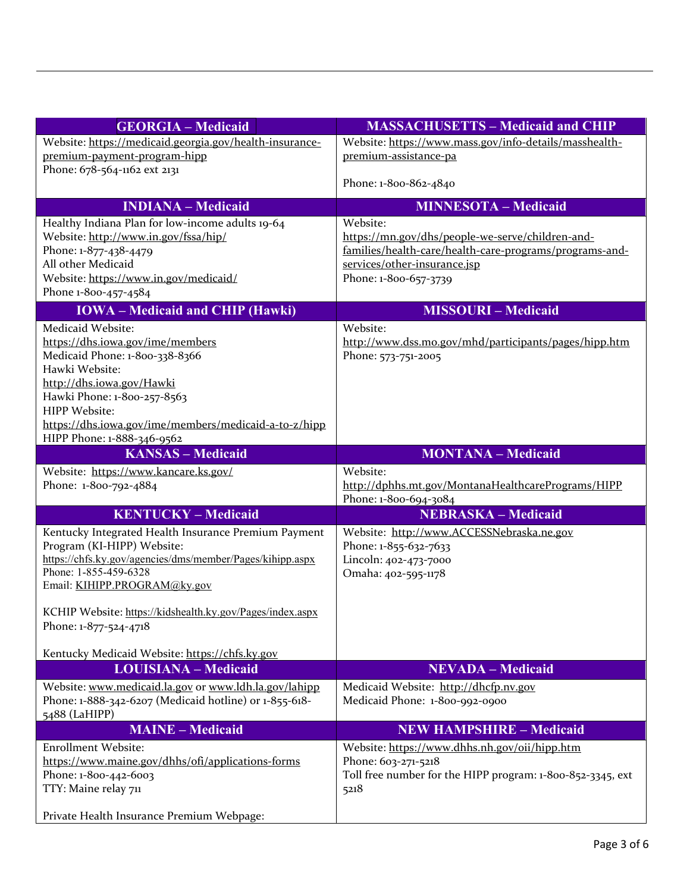| GEORGIA – Medicaid | MASSACHUSETTS – Medicaid and CHIP |
|---|---|
| Website: https://medicaid.georgia.gov/health-insurance-premium-payment-program-hipp<br>Phone: 678-564-1162 ext 2131 | Website: https://www.mass.gov/info-details/masshealth-premium-assistance-pa<br><br>Phone: 1-800-862-4840 |
| **INDIANA – Medicaid** | **MINNESOTA – Medicaid** |
| Healthy Indiana Plan for low-income adults 19-64<br>Website: http://www.in.gov/fssa/hip/<br>Phone: 1-877-438-4479<br>All other Medicaid<br>Website: https://www.in.gov/medicaid/<br>Phone 1-800-457-4584 | Website:<br>https://mn.gov/dhs/people-we-serve/children-and-families/health-care/health-care-programs/programs-and-services/other-insurance.jsp<br>Phone: 1-800-657-3739 |
| **IOWA – Medicaid and CHIP (Hawki)** | **MISSOURI – Medicaid** |
| Medicaid Website:<br>https://dhs.iowa.gov/ime/members<br>Medicaid Phone: 1-800-338-8366<br>Hawki Website:<br>http://dhs.iowa.gov/Hawki<br>Hawki Phone: 1-800-257-8563<br>HIPP Website:<br>https://dhs.iowa.gov/ime/members/medicaid-a-to-z/hipp<br>HIPP Phone: 1-888-346-9562 | Website:<br>http://www.dss.mo.gov/mhd/participants/pages/hipp.htm<br>Phone: 573-751-2005 |
| **KANSAS – Medicaid** | **MONTANA – Medicaid** |
| Website: https://www.kancare.ks.gov/<br>Phone: 1-800-792-4884 | Website:<br>http://dphhs.mt.gov/MontanaHealthcarePrograms/HIPP<br>Phone: 1-800-694-3084 |
| **KENTUCKY – Medicaid** | **NEBRASKA – Medicaid** |
| Kentucky Integrated Health Insurance Premium Payment Program (KI-HIPP) Website:<br>https://chfs.ky.gov/agencies/dms/member/Pages/kihipp.aspx<br>Phone: 1-855-459-6328<br>Email: KIHIPP.PROGRAM@ky.gov<br><br>KCHIP Website: https://kidshealth.ky.gov/Pages/index.aspx<br>Phone: 1-877-524-4718<br><br>Kentucky Medicaid Website: https://chfs.ky.gov | Website: http://www.ACCESSNebraska.ne.gov<br>Phone: 1-855-632-7633<br>Lincoln: 402-473-7000<br>Omaha: 402-595-1178 |
| **LOUISIANA – Medicaid** | **NEVADA – Medicaid** |
| Website: www.medicaid.la.gov or www.ldh.la.gov/lahipp<br>Phone: 1-888-342-6207 (Medicaid hotline) or 1-855-618-5488 (LaHIPP) | Medicaid Website: http://dhcfp.nv.gov<br>Medicaid Phone: 1-800-992-0900 |
| **MAINE – Medicaid** | **NEW HAMPSHIRE – Medicaid** |
| Enrollment Website:<br>https://www.maine.gov/dhhs/ofi/applications-forms<br>Phone: 1-800-442-6003<br>TTY: Maine relay 711<br><br>Private Health Insurance Premium Webpage: | Website: https://www.dhhs.nh.gov/oii/hipp.htm<br>Phone: 603-271-5218<br>Toll free number for the HIPP program: 1-800-852-3345, ext 5218 |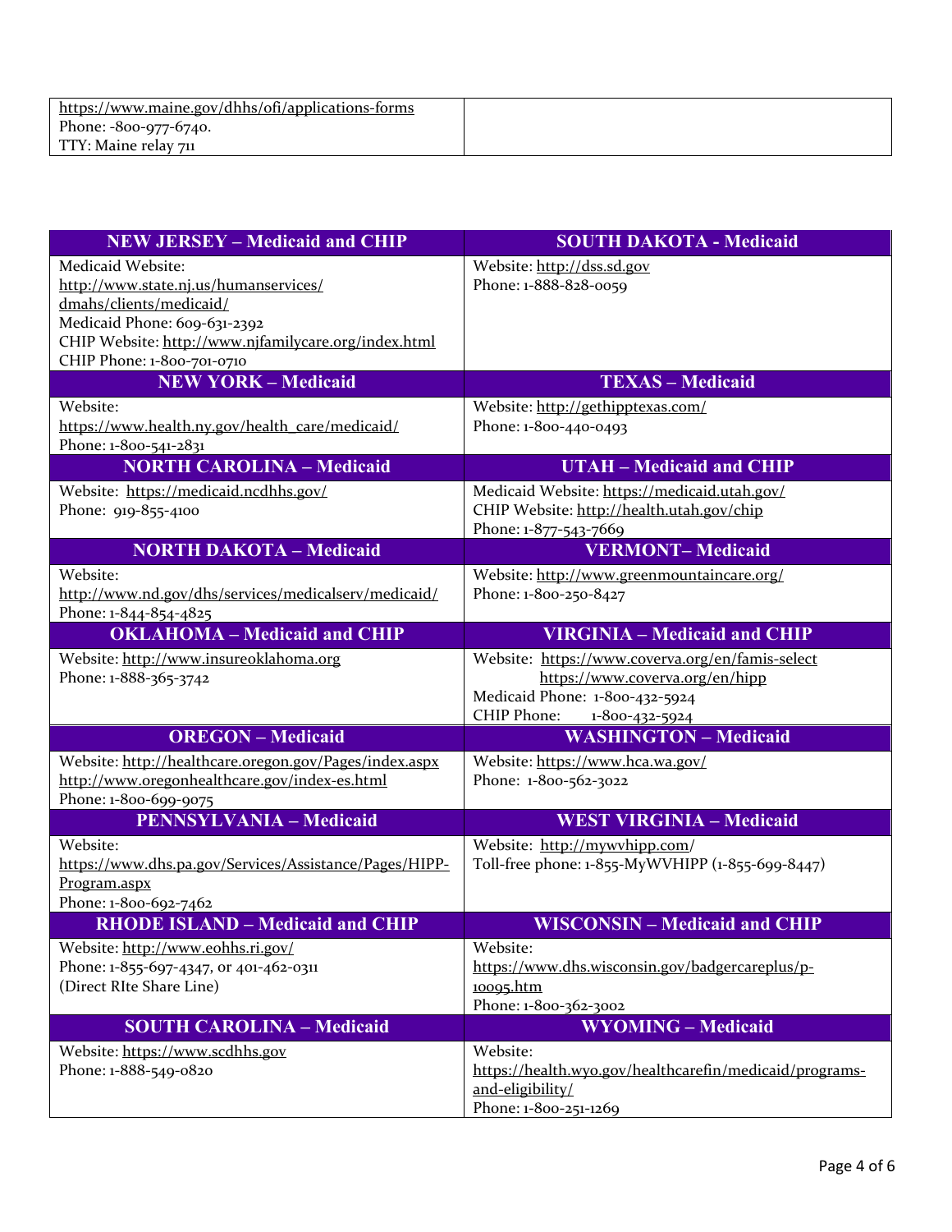| | |
|---|---|
| https://www.maine.gov/dhhs/ofi/applications-forms<br>Phone: -800-977-6740.<br>TTY: Maine relay 711 | |

| NEW JERSEY – Medicaid and CHIP | SOUTH DAKOTA - Medicaid |
|---|---|
| Medicaid Website: http://www.state.nj.us/humanservices/dmahs/clients/medicaid/<br>Medicaid Phone: 609-631-2392<br>CHIP Website: http://www.njfamilycare.org/index.html<br>CHIP Phone: 1-800-701-0710 | Website: http://dss.sd.gov<br>Phone: 1-888-828-0059 |
| **NEW YORK – Medicaid** | **TEXAS – Medicaid** |
| Website: https://www.health.ny.gov/health_care/medicaid/<br>Phone: 1-800-541-2831 | Website: http://gethipptexas.com/<br>Phone: 1-800-440-0493 |
| **NORTH CAROLINA – Medicaid** | **UTAH – Medicaid and CHIP** |
| Website: https://medicaid.ncdhhs.gov/<br>Phone: 919-855-4100 | Medicaid Website: https://medicaid.utah.gov/<br>CHIP Website: http://health.utah.gov/chip<br>Phone: 1-877-543-7669 |
| **NORTH DAKOTA – Medicaid** | **VERMONT– Medicaid** |
| Website: http://www.nd.gov/dhs/services/medicalserv/medicaid/<br>Phone: 1-844-854-4825 | Website: http://www.greenmountaincare.org/<br>Phone: 1-800-250-8427 |
| **OKLAHOMA – Medicaid and CHIP** | **VIRGINIA – Medicaid and CHIP** |
| Website: http://www.insureoklahoma.org<br>Phone: 1-888-365-3742 | Website: https://www.coverva.org/en/famis-select<br>https://www.coverva.org/en/hipp<br>Medicaid Phone: 1-800-432-5924<br>CHIP Phone: 1-800-432-5924 |
| **OREGON – Medicaid** | **WASHINGTON – Medicaid** |
| Website: http://healthcare.oregon.gov/Pages/index.aspx<br>http://www.oregonhealthcare.gov/index-es.html<br>Phone: 1-800-699-9075 | Website: https://www.hca.wa.gov/<br>Phone: 1-800-562-3022 |
| **PENNSYLVANIA – Medicaid** | **WEST VIRGINIA – Medicaid** |
| Website: https://www.dhs.pa.gov/Services/Assistance/Pages/HIPP-Program.aspx<br>Phone: 1-800-692-7462 | Website: http://mywvhipp.com/<br>Toll-free phone: 1-855-MyWVHIPP (1-855-699-8447) |
| **RHODE ISLAND – Medicaid and CHIP** | **WISCONSIN – Medicaid and CHIP** |
| Website: http://www.eohhs.ri.gov/<br>Phone: 1-855-697-4347, or 401-462-0311<br>(Direct RIte Share Line) | Website: https://www.dhs.wisconsin.gov/badgercareplus/p-10095.htm<br>Phone: 1-800-362-3002 |
| **SOUTH CAROLINA – Medicaid** | **WYOMING – Medicaid** |
| Website: https://www.scdhhs.gov<br>Phone: 1-888-549-0820 | Website: https://health.wyo.gov/healthcarefin/medicaid/programs-and-eligibility/<br>Phone: 1-800-251-1269 |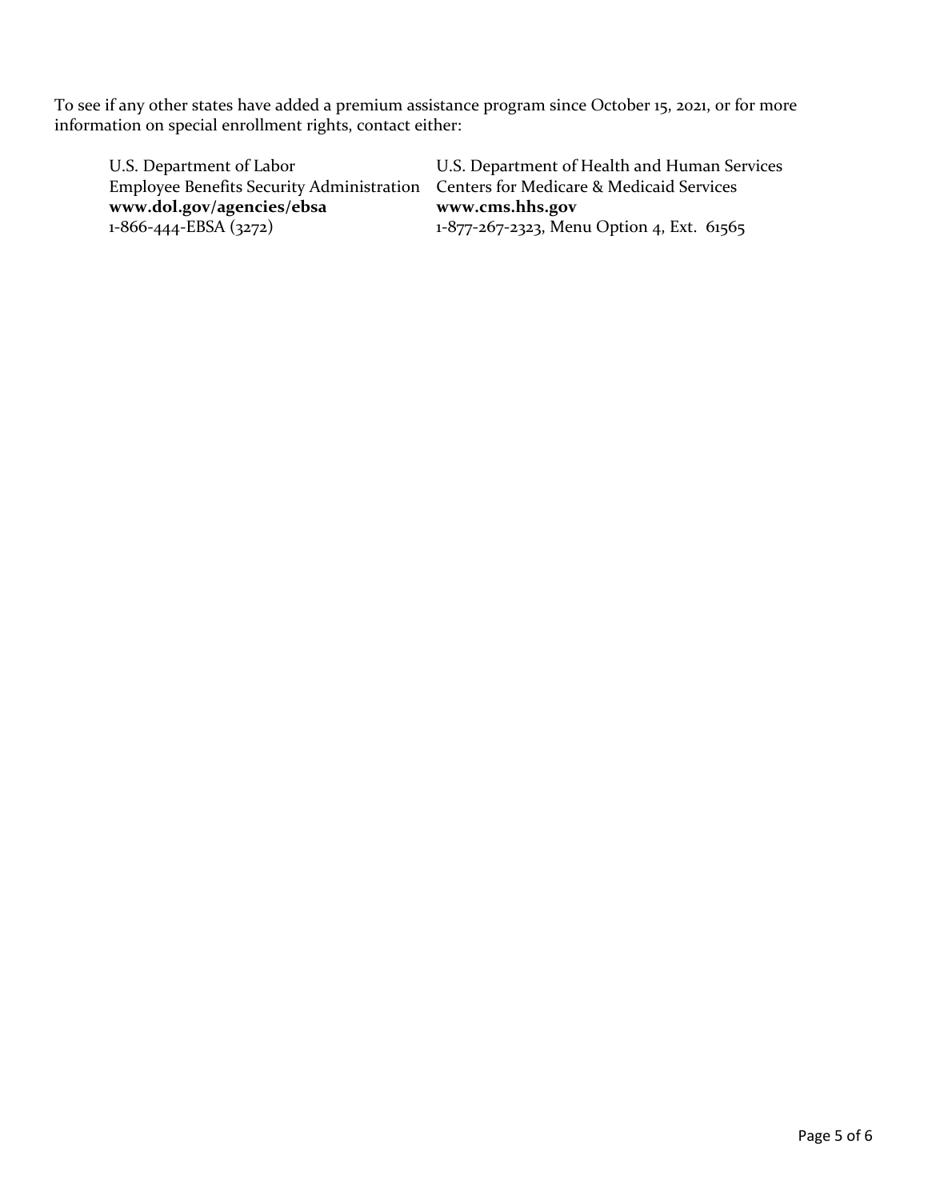To see if any other states have added a premium assistance program since October 15, 2021, or for more information on special enrollment rights, contact either:

U.S. Department of Labor
Employee Benefits Security Administration
**www.dol.gov/agencies/ebsa**
1-866-444-EBSA (3272)

U.S. Department of Health and Human Services
Centers for Medicare & Medicaid Services
**www.cms.hhs.gov**
1-877-267-2323, Menu Option 4, Ext. 61565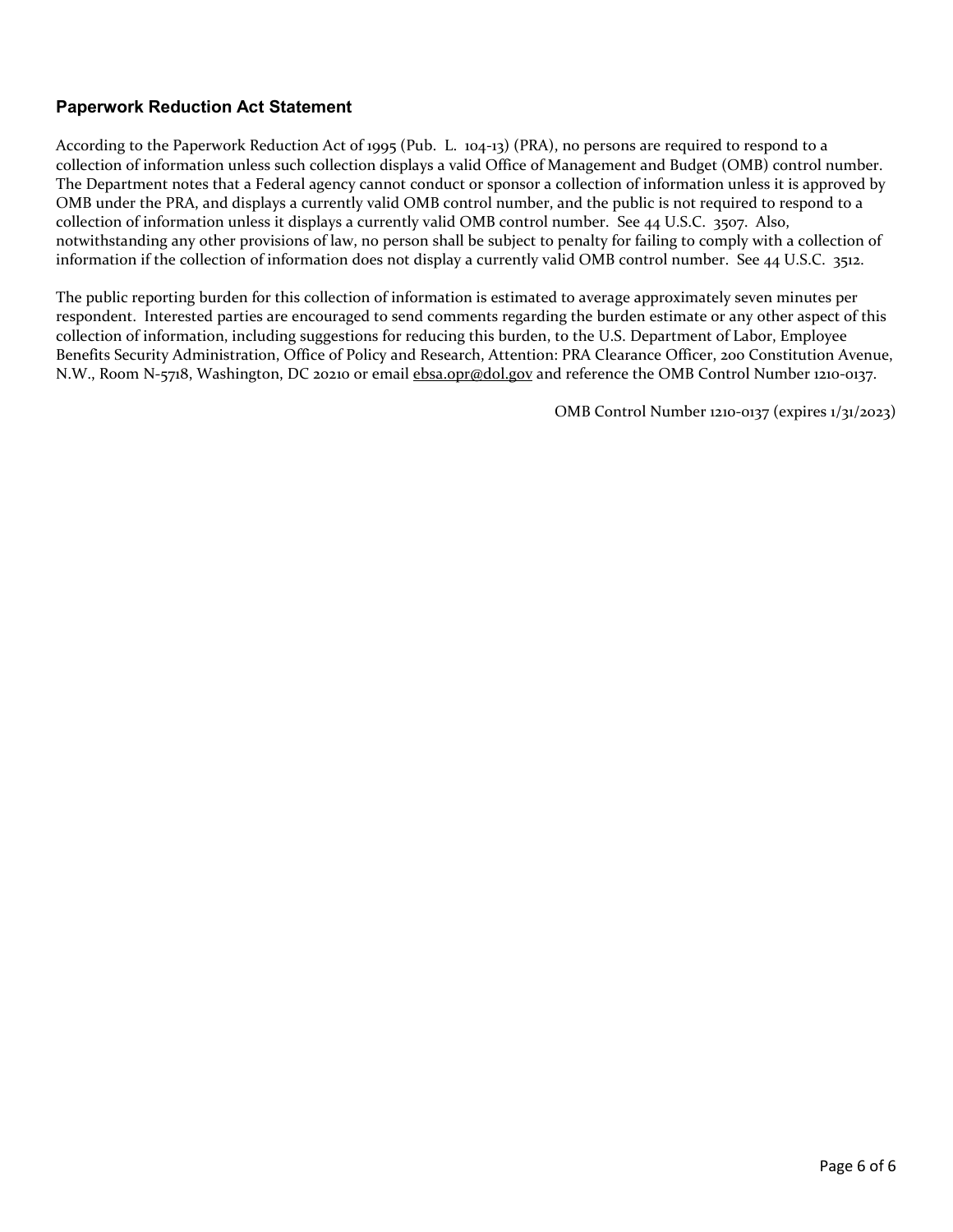## Paperwork Reduction Act Statement

According to the Paperwork Reduction Act of 1995 (Pub. L. 104-13) (PRA), no persons are required to respond to a collection of information unless such collection displays a valid Office of Management and Budget (OMB) control number. The Department notes that a Federal agency cannot conduct or sponsor a collection of information unless it is approved by OMB under the PRA, and displays a currently valid OMB control number, and the public is not required to respond to a collection of information unless it displays a currently valid OMB control number. See 44 U.S.C. 3507. Also, notwithstanding any other provisions of law, no person shall be subject to penalty for failing to comply with a collection of information if the collection of information does not display a currently valid OMB control number. See 44 U.S.C. 3512.

The public reporting burden for this collection of information is estimated to average approximately seven minutes per respondent. Interested parties are encouraged to send comments regarding the burden estimate or any other aspect of this collection of information, including suggestions for reducing this burden, to the U.S. Department of Labor, Employee Benefits Security Administration, Office of Policy and Research, Attention: PRA Clearance Officer, 200 Constitution Avenue, N.W., Room N-5718, Washington, DC 20210 or email ebsa.opr@dol.gov and reference the OMB Control Number 1210-0137.

OMB Control Number 1210-0137 (expires 1/31/2023)